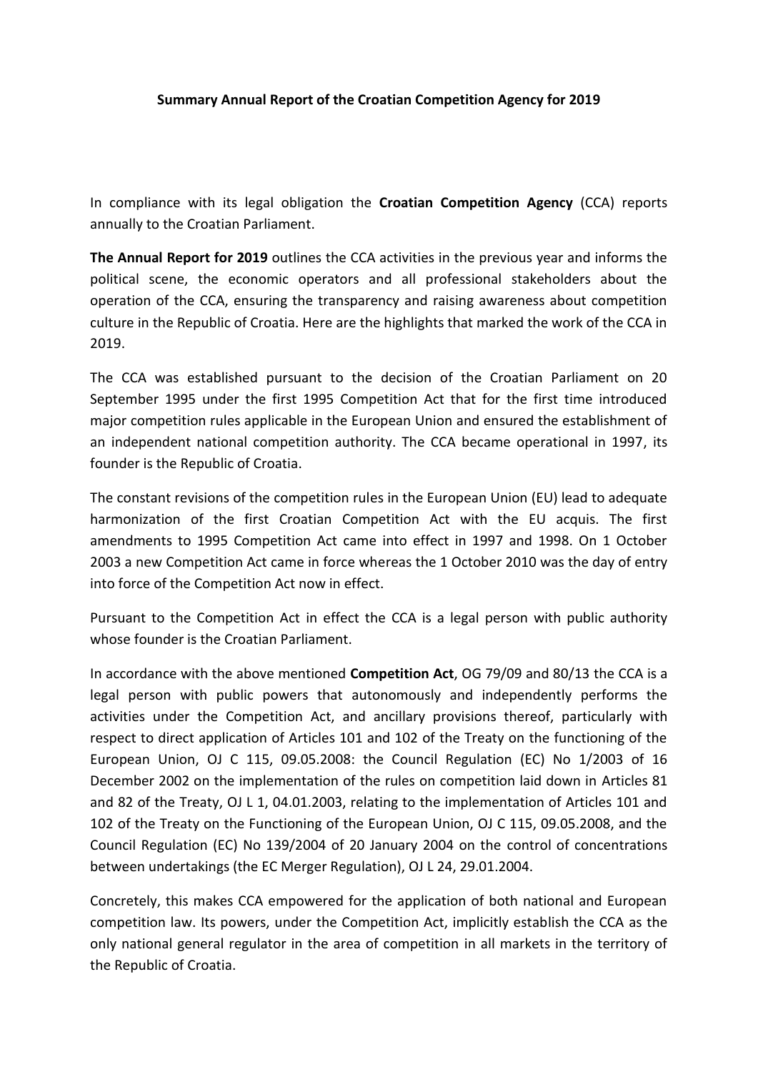**Summary Annual Report of the Croatian Competition Agency for 2019**

In compliance with its legal obligation the **Croatian Competition Agency** (CCA) reports annually to the Croatian Parliament.

**The Annual Report for 2019** outlines the CCA activities in the previous year and informs the political scene, the economic operators and all professional stakeholders about the operation of the CCA, ensuring the transparency and raising awareness about competition culture in the Republic of Croatia. Here are the highlights that marked the work of the CCA in 2019.

The CCA was established pursuant to the decision of the Croatian Parliament on 20 September 1995 under the first 1995 Competition Act that for the first time introduced major competition rules applicable in the European Union and ensured the establishment of an independent national competition authority. The CCA became operational in 1997, its founder is the Republic of Croatia.

The constant revisions of the competition rules in the European Union (EU) lead to adequate harmonization of the first Croatian Competition Act with the EU acquis. The first amendments to 1995 Competition Act came into effect in 1997 and 1998. On 1 October 2003 a new Competition Act came in force whereas the 1 October 2010 was the day of entry into force of the Competition Act now in effect.

Pursuant to the Competition Act in effect the CCA is a legal person with public authority whose founder is the Croatian Parliament.

In accordance with the above mentioned **Competition Act**, OG 79/09 and 80/13 the CCA is a legal person with public powers that autonomously and independently performs the activities under the Competition Act, and ancillary provisions thereof, particularly with respect to direct application of Articles 101 and 102 of the Treaty on the functioning of the European Union, OJ C 115, 09.05.2008: the Council Regulation (EC) No 1/2003 of 16 December 2002 on the implementation of the rules on competition laid down in Articles 81 and 82 of the Treaty, OJ L 1, 04.01.2003, relating to the implementation of Articles 101 and 102 of the Treaty on the Functioning of the European Union, OJ C 115, 09.05.2008, and the Council Regulation (EC) No 139/2004 of 20 January 2004 on the control of concentrations between undertakings (the EC Merger Regulation), OJ L 24, 29.01.2004.

Concretely, this makes CCA empowered for the application of both national and European competition law. Its powers, under the Competition Act, implicitly establish the CCA as the only national general regulator in the area of competition in all markets in the territory of the Republic of Croatia.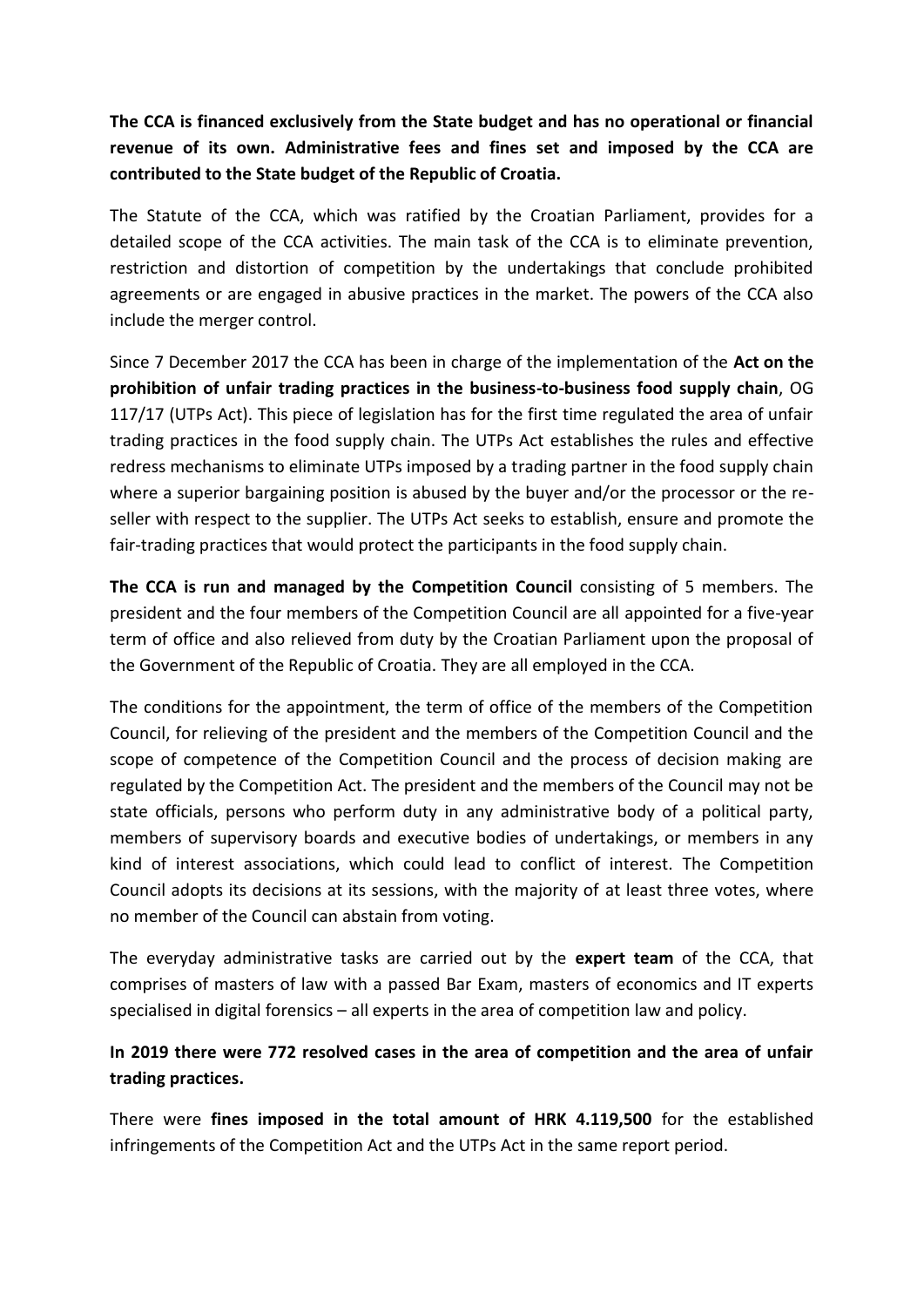**The CCA is financed exclusively from the State budget and has no operational or financial revenue of its own. Administrative fees and fines set and imposed by the CCA are contributed to the State budget of the Republic of Croatia.**

The Statute of the CCA, which was ratified by the Croatian Parliament, provides for a detailed scope of the CCA activities. The main task of the CCA is to eliminate prevention, restriction and distortion of competition by the undertakings that conclude prohibited agreements or are engaged in abusive practices in the market. The powers of the CCA also include the merger control.

Since 7 December 2017 the CCA has been in charge of the implementation of the **Act on the prohibition of unfair trading practices in the business-to-business food supply chain**, OG 117/17 (UTPs Act). This piece of legislation has for the first time regulated the area of unfair trading practices in the food supply chain. The UTPs Act establishes the rules and effective redress mechanisms to eliminate UTPs imposed by a trading partner in the food supply chain where a superior bargaining position is abused by the buyer and/or the processor or the re-seller with respect to the supplier. The UTPs Act seeks to establish, ensure and promote the fair-trading practices that would protect the participants in the food supply chain.

**The CCA is run and managed by the Competition Council** consisting of 5 members. The president and the four members of the Competition Council are all appointed for a five-year term of office and also relieved from duty by the Croatian Parliament upon the proposal of the Government of the Republic of Croatia. They are all employed in the CCA.

The conditions for the appointment, the term of office of the members of the Competition Council, for relieving of the president and the members of the Competition Council and the scope of competence of the Competition Council and the process of decision making are regulated by the Competition Act. The president and the members of the Council may not be state officials, persons who perform duty in any administrative body of a political party, members of supervisory boards and executive bodies of undertakings, or members in any kind of interest associations, which could lead to conflict of interest. The Competition Council adopts its decisions at its sessions, with the majority of at least three votes, where no member of the Council can abstain from voting.

The everyday administrative tasks are carried out by the **expert team** of the CCA, that comprises of masters of law with a passed Bar Exam, masters of economics and IT experts specialised in digital forensics – all experts in the area of competition law and policy.

**In 2019 there were 772 resolved cases in the area of competition and the area of unfair trading practices.**

There were **fines imposed in the total amount of HRK 4.119,500** for the established infringements of the Competition Act and the UTPs Act in the same report period.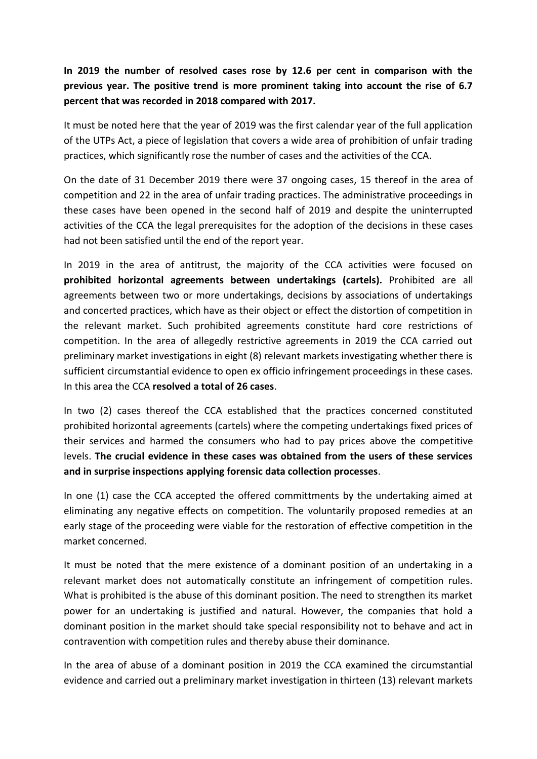**In 2019 the number of resolved cases rose by 12.6 per cent in comparison with the previous year. The positive trend is more prominent taking into account the rise of 6.7 percent that was recorded in 2018 compared with 2017.**

It must be noted here that the year of 2019 was the first calendar year of the full application of the UTPs Act, a piece of legislation that covers a wide area of prohibition of unfair trading practices, which significantly rose the number of cases and the activities of the CCA.

On the date of 31 December 2019 there were 37 ongoing cases, 15 thereof in the area of competition and 22 in the area of unfair trading practices. The administrative proceedings in these cases have been opened in the second half of 2019 and despite the uninterrupted activities of the CCA the legal prerequisites for the adoption of the decisions in these cases had not been satisfied until the end of the report year.

In 2019 in the area of antitrust, the majority of the CCA activities were focused on **prohibited horizontal agreements between undertakings (cartels).** Prohibited are all agreements between two or more undertakings, decisions by associations of undertakings and concerted practices, which have as their object or effect the distortion of competition in the relevant market. Such prohibited agreements constitute hard core restrictions of competition. In the area of allegedly restrictive agreements in 2019 the CCA carried out preliminary market investigations in eight (8) relevant markets investigating whether there is sufficient circumstantial evidence to open ex officio infringement proceedings in these cases. In this area the CCA **resolved a total of 26 cases**.

In two (2) cases thereof the CCA established that the practices concerned constituted prohibited horizontal agreements (cartels) where the competing undertakings fixed prices of their services and harmed the consumers who had to pay prices above the competitive levels. **The crucial evidence in these cases was obtained from the users of these services and in surprise inspections applying forensic data collection processes**.

In one (1) case the CCA accepted the offered committments by the undertaking aimed at eliminating any negative effects on competition. The voluntarily proposed remedies at an early stage of the proceeding were viable for the restoration of effective competition in the market concerned.

It must be noted that the mere existence of a dominant position of an undertaking in a relevant market does not automatically constitute an infringement of competition rules. What is prohibited is the abuse of this dominant position. The need to strengthen its market power for an undertaking is justified and natural. However, the companies that hold a dominant position in the market should take special responsibility not to behave and act in contravention with competition rules and thereby abuse their dominance.

In the area of abuse of a dominant position in 2019 the CCA examined the circumstantial evidence and carried out a preliminary market investigation in thirteen (13) relevant markets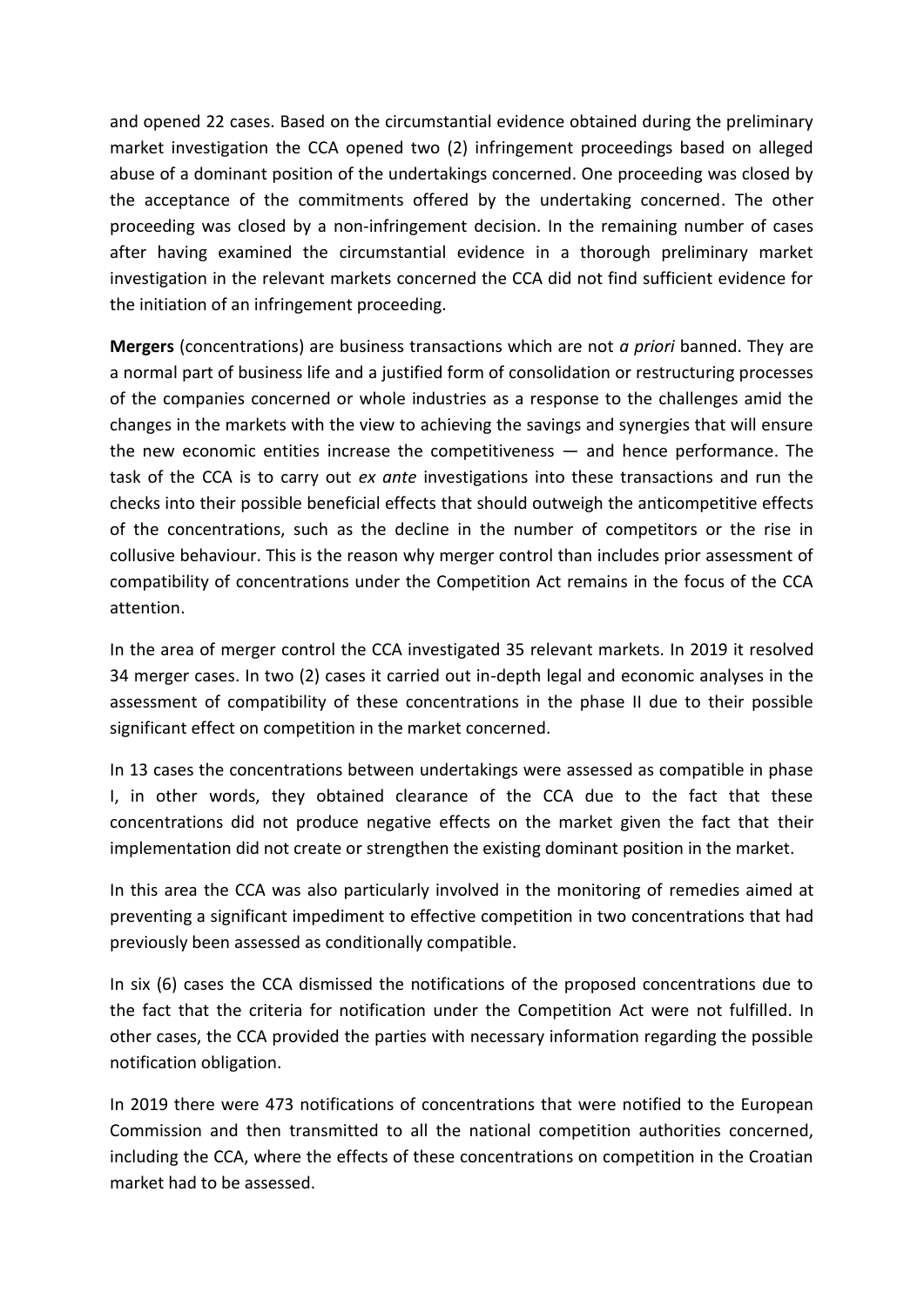and opened 22 cases. Based on the circumstantial evidence obtained during the preliminary market investigation the CCA opened two (2) infringement proceedings based on alleged abuse of a dominant position of the undertakings concerned. One proceeding was closed by the acceptance of the commitments offered by the undertaking concerned. The other proceeding was closed by a non-infringement decision. In the remaining number of cases after having examined the circumstantial evidence in a thorough preliminary market investigation in the relevant markets concerned the CCA did not find sufficient evidence for the initiation of an infringement proceeding.

**Mergers** (concentrations) are business transactions which are not *a priori* banned. They are a normal part of business life and a justified form of consolidation or restructuring processes of the companies concerned or whole industries as a response to the challenges amid the changes in the markets with the view to achieving the savings and synergies that will ensure the new economic entities increase the competitiveness — and hence performance. The task of the CCA is to carry out *ex ante* investigations into these transactions and run the checks into their possible beneficial effects that should outweigh the anticompetitive effects of the concentrations, such as the decline in the number of competitors or the rise in collusive behaviour. This is the reason why merger control than includes prior assessment of compatibility of concentrations under the Competition Act remains in the focus of the CCA attention.

In the area of merger control the CCA investigated 35 relevant markets. In 2019 it resolved 34 merger cases. In two (2) cases it carried out in-depth legal and economic analyses in the assessment of compatibility of these concentrations in the phase II due to their possible significant effect on competition in the market concerned.

In 13 cases the concentrations between undertakings were assessed as compatible in phase I, in other words, they obtained clearance of the CCA due to the fact that these concentrations did not produce negative effects on the market given the fact that their implementation did not create or strengthen the existing dominant position in the market.

In this area the CCA was also particularly involved in the monitoring of remedies aimed at preventing a significant impediment to effective competition in two concentrations that had previously been assessed as conditionally compatible.

In six (6) cases the CCA dismissed the notifications of the proposed concentrations due to the fact that the criteria for notification under the Competition Act were not fulfilled. In other cases, the CCA provided the parties with necessary information regarding the possible notification obligation.

In 2019 there were 473 notifications of concentrations that were notified to the European Commission and then transmitted to all the national competition authorities concerned, including the CCA, where the effects of these concentrations on competition in the Croatian market had to be assessed.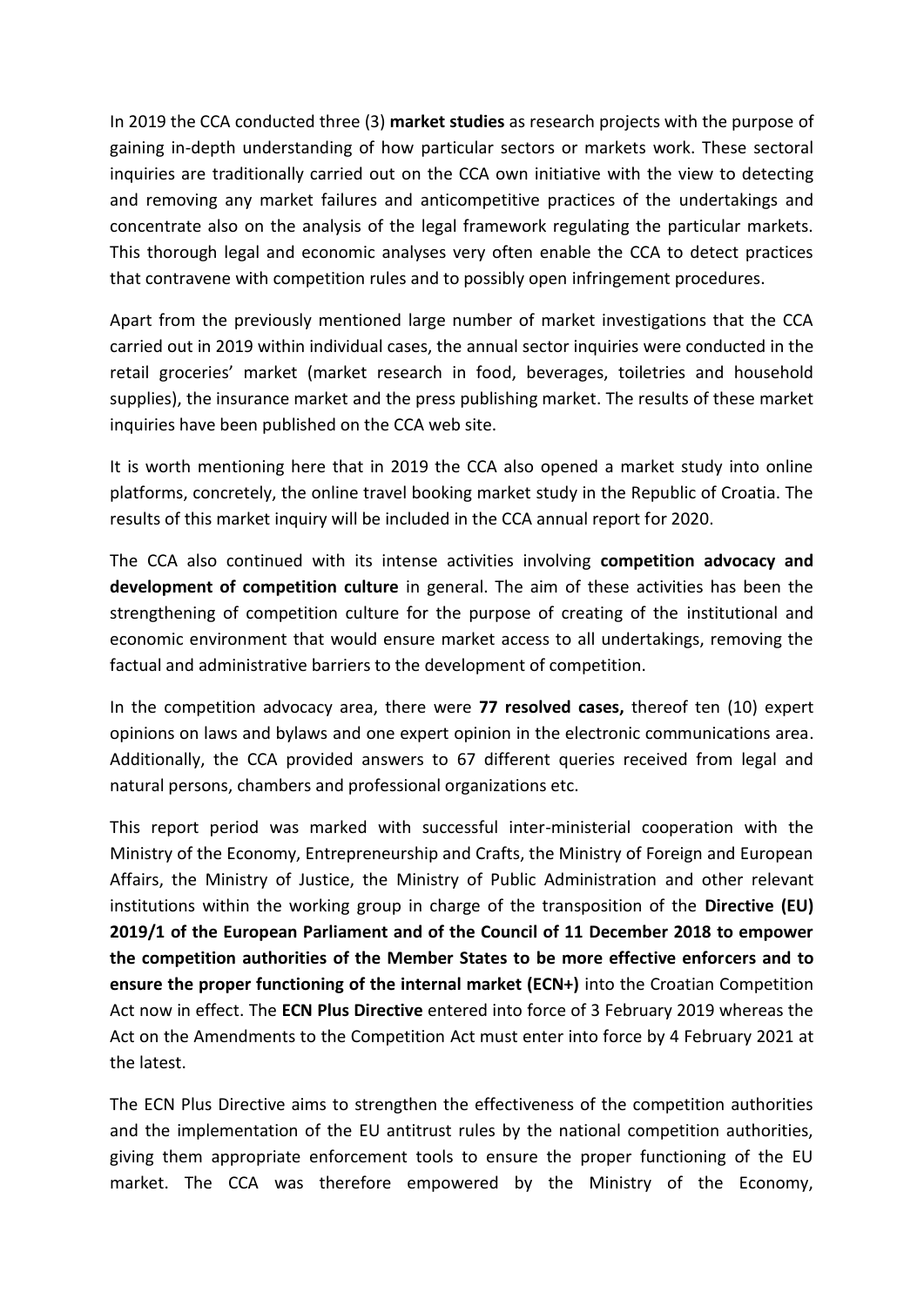In 2019 the CCA conducted three (3) **market studies** as research projects with the purpose of gaining in-depth understanding of how particular sectors or markets work. These sectoral inquiries are traditionally carried out on the CCA own initiative with the view to detecting and removing any market failures and anticompetitive practices of the undertakings and concentrate also on the analysis of the legal framework regulating the particular markets. This thorough legal and economic analyses very often enable the CCA to detect practices that contravene with competition rules and to possibly open infringement procedures.

Apart from the previously mentioned large number of market investigations that the CCA carried out in 2019 within individual cases, the annual sector inquiries were conducted in the retail groceries' market (market research in food, beverages, toiletries and household supplies), the insurance market and the press publishing market. The results of these market inquiries have been published on the CCA web site.

It is worth mentioning here that in 2019 the CCA also opened a market study into online platforms, concretely, the online travel booking market study in the Republic of Croatia. The results of this market inquiry will be included in the CCA annual report for 2020.

The CCA also continued with its intense activities involving **competition advocacy and development of competition culture** in general. The aim of these activities has been the strengthening of competition culture for the purpose of creating of the institutional and economic environment that would ensure market access to all undertakings, removing the factual and administrative barriers to the development of competition.

In the competition advocacy area, there were **77 resolved cases,** thereof ten (10) expert opinions on laws and bylaws and one expert opinion in the electronic communications area. Additionally, the CCA provided answers to 67 different queries received from legal and natural persons, chambers and professional organizations etc.

This report period was marked with successful inter-ministerial cooperation with the Ministry of the Economy, Entrepreneurship and Crafts, the Ministry of Foreign and European Affairs, the Ministry of Justice, the Ministry of Public Administration and other relevant institutions within the working group in charge of the transposition of the **Directive (EU) 2019/1 of the European Parliament and of the Council of 11 December 2018 to empower the competition authorities of the Member States to be more effective enforcers and to ensure the proper functioning of the internal market (ECN+)** into the Croatian Competition Act now in effect. The **ECN Plus Directive** entered into force of 3 February 2019 whereas the Act on the Amendments to the Competition Act must enter into force by 4 February 2021 at the latest.

The ECN Plus Directive aims to strengthen the effectiveness of the competition authorities and the implementation of the EU antitrust rules by the national competition authorities, giving them appropriate enforcement tools to ensure the proper functioning of the EU market. The CCA was therefore empowered by the Ministry of the Economy,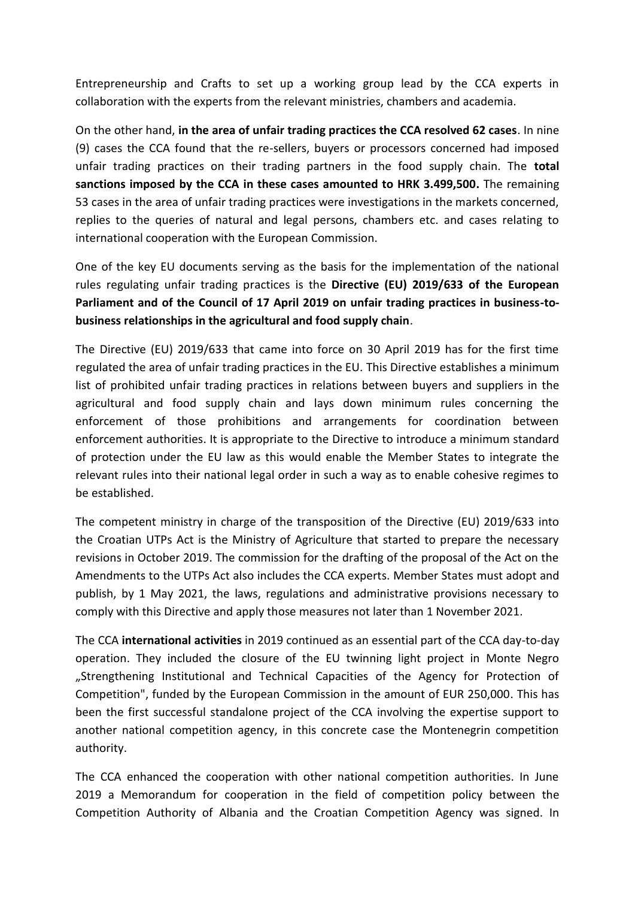Entrepreneurship and Crafts to set up a working group lead by the CCA experts in collaboration with the experts from the relevant ministries, chambers and academia.

On the other hand, **in the area of unfair trading practices the CCA resolved 62 cases**. In nine (9) cases the CCA found that the re-sellers, buyers or processors concerned had imposed unfair trading practices on their trading partners in the food supply chain. The **total sanctions imposed by the CCA in these cases amounted to HRK 3.499,500.** The remaining 53 cases in the area of unfair trading practices were investigations in the markets concerned, replies to the queries of natural and legal persons, chambers etc. and cases relating to international cooperation with the European Commission.

One of the key EU documents serving as the basis for the implementation of the national rules regulating unfair trading practices is the **Directive (EU) 2019/633 of the European Parliament and of the Council of 17 April 2019 on unfair trading practices in business-to-business relationships in the agricultural and food supply chain**.

The Directive (EU) 2019/633 that came into force on 30 April 2019 has for the first time regulated the area of unfair trading practices in the EU. This Directive establishes a minimum list of prohibited unfair trading practices in relations between buyers and suppliers in the agricultural and food supply chain and lays down minimum rules concerning the enforcement of those prohibitions and arrangements for coordination between enforcement authorities. It is appropriate to the Directive to introduce a minimum standard of protection under the EU law as this would enable the Member States to integrate the relevant rules into their national legal order in such a way as to enable cohesive regimes to be established.

The competent ministry in charge of the transposition of the Directive (EU) 2019/633 into the Croatian UTPs Act is the Ministry of Agriculture that started to prepare the necessary revisions in October 2019. The commission for the drafting of the proposal of the Act on the Amendments to the UTPs Act also includes the CCA experts. Member States must adopt and publish, by 1 May 2021, the laws, regulations and administrative provisions necessary to comply with this Directive and apply those measures not later than 1 November 2021.

The CCA **international activities** in 2019 continued as an essential part of the CCA day-to-day operation. They included the closure of the EU twinning light project in Monte Negro „Strengthening Institutional and Technical Capacities of the Agency for Protection of Competition", funded by the European Commission in the amount of EUR 250,000. This has been the first successful standalone project of the CCA involving the expertise support to another national competition agency, in this concrete case the Montenegrin competition authority.

The CCA enhanced the cooperation with other national competition authorities. In June 2019 a Memorandum for cooperation in the field of competition policy between the Competition Authority of Albania and the Croatian Competition Agency was signed. In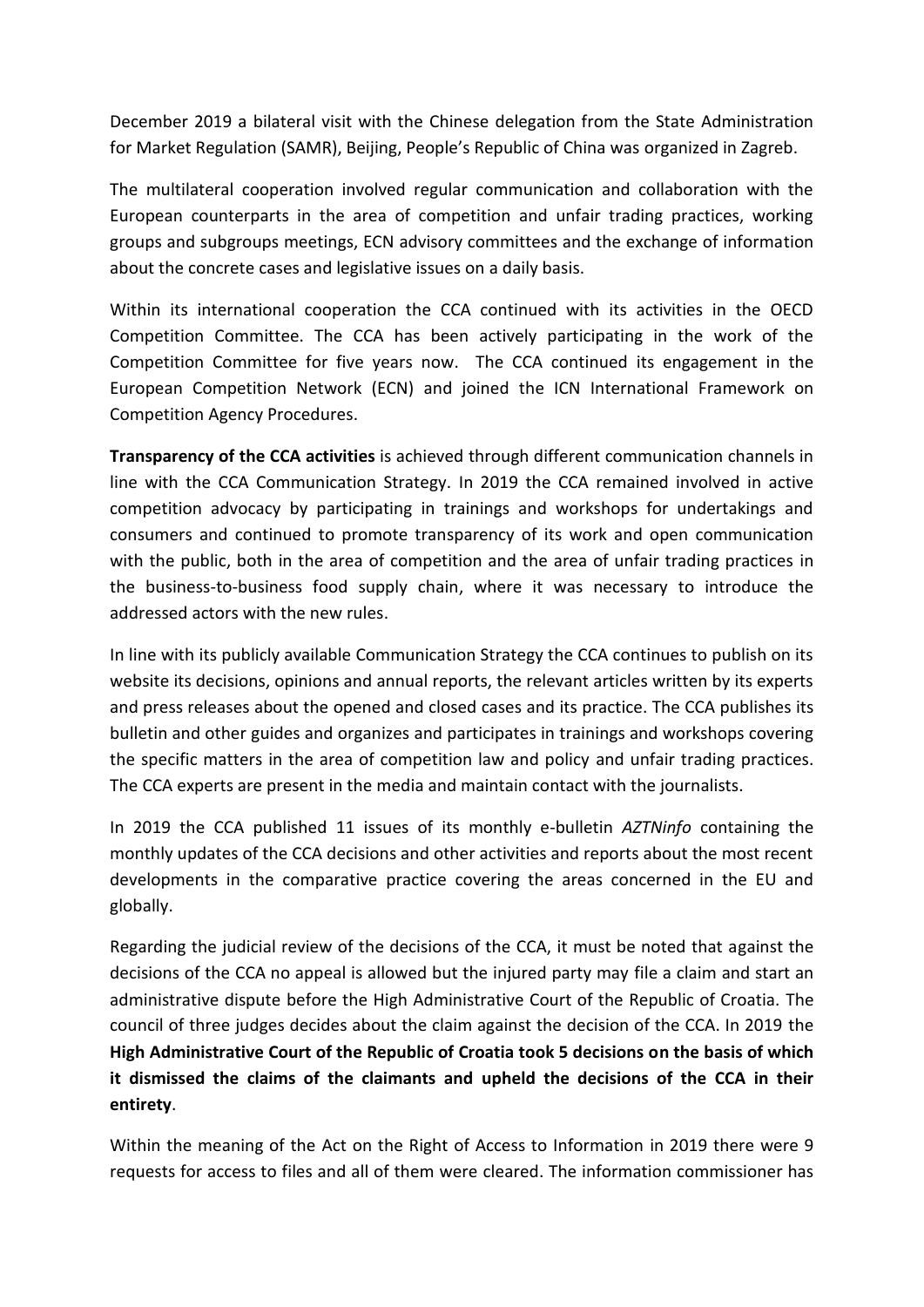December 2019 a bilateral visit with the Chinese delegation from the State Administration for Market Regulation (SAMR), Beijing, People's Republic of China was organized in Zagreb.

The multilateral cooperation involved regular communication and collaboration with the European counterparts in the area of competition and unfair trading practices, working groups and subgroups meetings, ECN advisory committees and the exchange of information about the concrete cases and legislative issues on a daily basis.

Within its international cooperation the CCA continued with its activities in the OECD Competition Committee. The CCA has been actively participating in the work of the Competition Committee for five years now. The CCA continued its engagement in the European Competition Network (ECN) and joined the ICN International Framework on Competition Agency Procedures.

**Transparency of the CCA activities** is achieved through different communication channels in line with the CCA Communication Strategy. In 2019 the CCA remained involved in active competition advocacy by participating in trainings and workshops for undertakings and consumers and continued to promote transparency of its work and open communication with the public, both in the area of competition and the area of unfair trading practices in the business-to-business food supply chain, where it was necessary to introduce the addressed actors with the new rules.

In line with its publicly available Communication Strategy the CCA continues to publish on its website its decisions, opinions and annual reports, the relevant articles written by its experts and press releases about the opened and closed cases and its practice. The CCA publishes its bulletin and other guides and organizes and participates in trainings and workshops covering the specific matters in the area of competition law and policy and unfair trading practices. The CCA experts are present in the media and maintain contact with the journalists.

In 2019 the CCA published 11 issues of its monthly e-bulletin *AZTNinfo* containing the monthly updates of the CCA decisions and other activities and reports about the most recent developments in the comparative practice covering the areas concerned in the EU and globally.

Regarding the judicial review of the decisions of the CCA, it must be noted that against the decisions of the CCA no appeal is allowed but the injured party may file a claim and start an administrative dispute before the High Administrative Court of the Republic of Croatia. The council of three judges decides about the claim against the decision of the CCA. In 2019 the **High Administrative Court of the Republic of Croatia took 5 decisions on the basis of which it dismissed the claims of the claimants and upheld the decisions of the CCA in their entirety**.

Within the meaning of the Act on the Right of Access to Information in 2019 there were 9 requests for access to files and all of them were cleared. The information commissioner has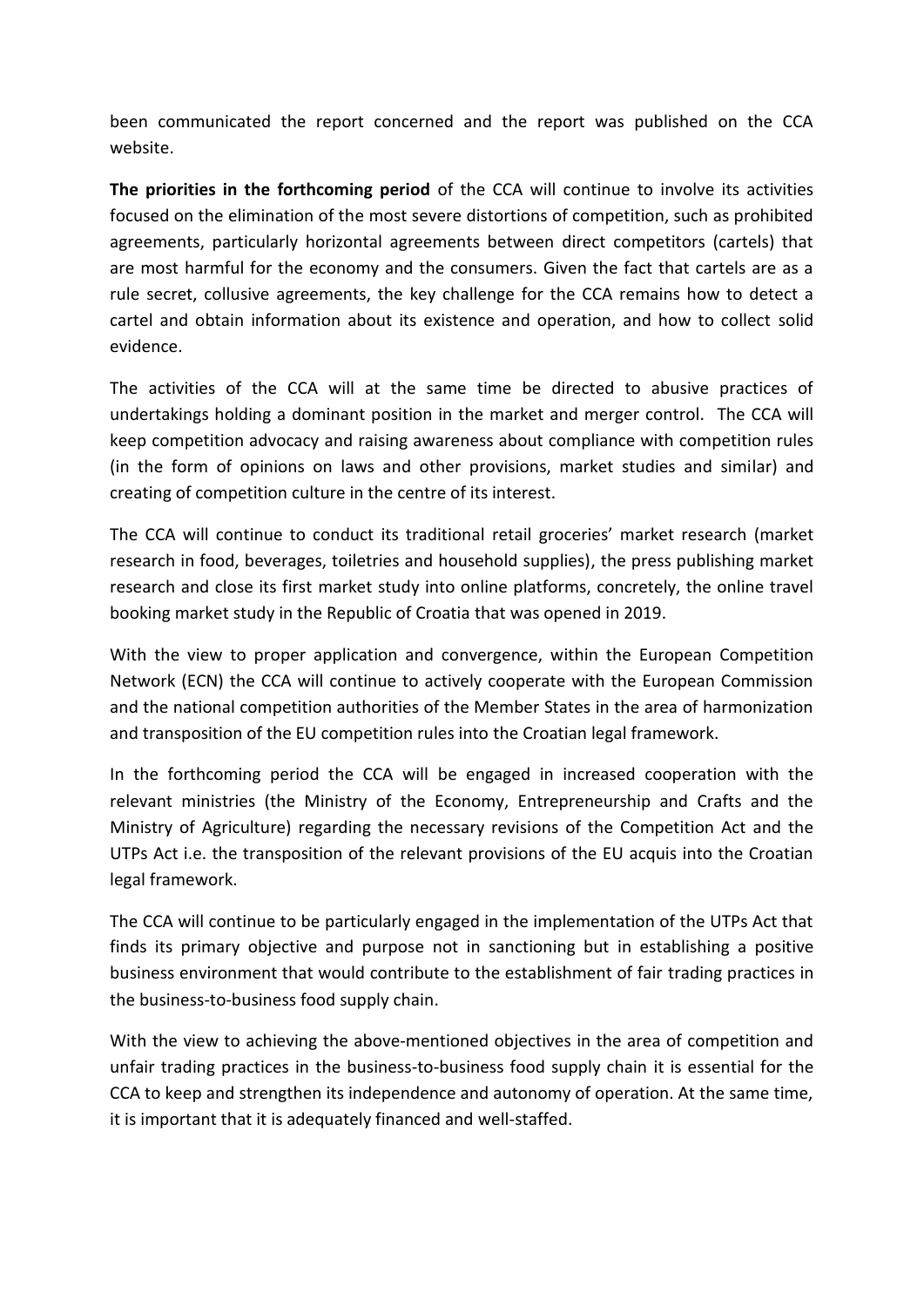been communicated the report concerned and the report was published on the CCA website.

**The priorities in the forthcoming period** of the CCA will continue to involve its activities focused on the elimination of the most severe distortions of competition, such as prohibited agreements, particularly horizontal agreements between direct competitors (cartels) that are most harmful for the economy and the consumers. Given the fact that cartels are as a rule secret, collusive agreements, the key challenge for the CCA remains how to detect a cartel and obtain information about its existence and operation, and how to collect solid evidence.

The activities of the CCA will at the same time be directed to abusive practices of undertakings holding a dominant position in the market and merger control. The CCA will keep competition advocacy and raising awareness about compliance with competition rules (in the form of opinions on laws and other provisions, market studies and similar) and creating of competition culture in the centre of its interest.

The CCA will continue to conduct its traditional retail groceries' market research (market research in food, beverages, toiletries and household supplies), the press publishing market research and close its first market study into online platforms, concretely, the online travel booking market study in the Republic of Croatia that was opened in 2019.

With the view to proper application and convergence, within the European Competition Network (ECN) the CCA will continue to actively cooperate with the European Commission and the national competition authorities of the Member States in the area of harmonization and transposition of the EU competition rules into the Croatian legal framework.

In the forthcoming period the CCA will be engaged in increased cooperation with the relevant ministries (the Ministry of the Economy, Entrepreneurship and Crafts and the Ministry of Agriculture) regarding the necessary revisions of the Competition Act and the UTPs Act i.e. the transposition of the relevant provisions of the EU acquis into the Croatian legal framework.

The CCA will continue to be particularly engaged in the implementation of the UTPs Act that finds its primary objective and purpose not in sanctioning but in establishing a positive business environment that would contribute to the establishment of fair trading practices in the business-to-business food supply chain.

With the view to achieving the above-mentioned objectives in the area of competition and unfair trading practices in the business-to-business food supply chain it is essential for the CCA to keep and strengthen its independence and autonomy of operation. At the same time, it is important that it is adequately financed and well-staffed.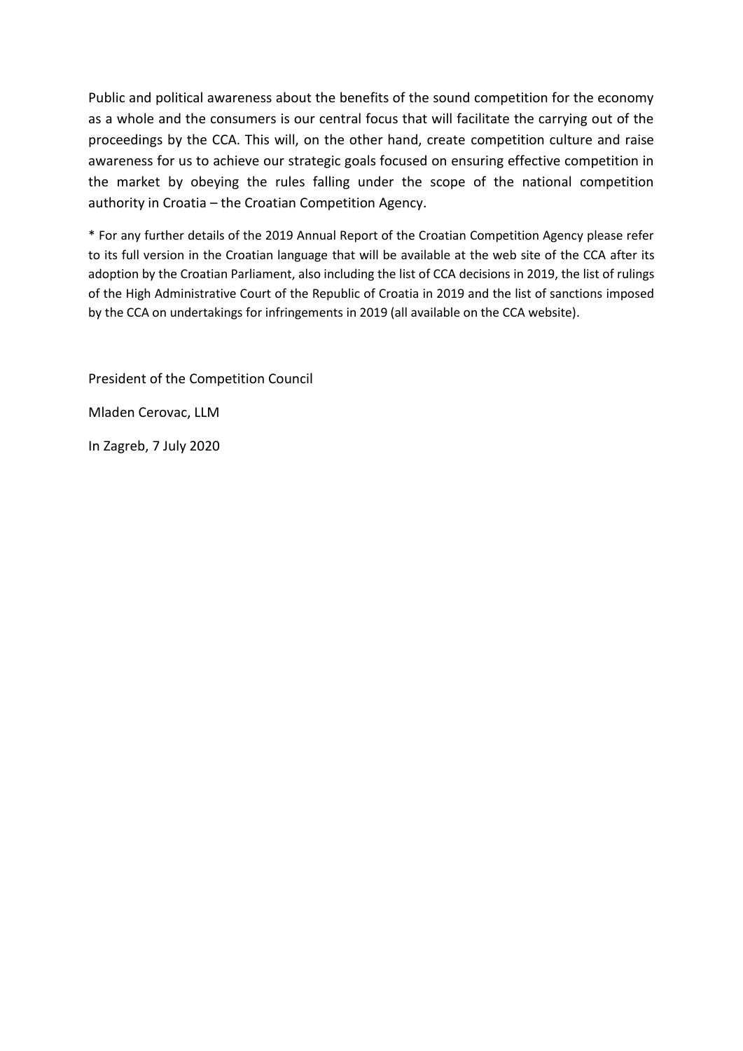Public and political awareness about the benefits of the sound competition for the economy as a whole and the consumers is our central focus that will facilitate the carrying out of the proceedings by the CCA. This will, on the other hand, create competition culture and raise awareness for us to achieve our strategic goals focused on ensuring effective competition in the market by obeying the rules falling under the scope of the national competition authority in Croatia – the Croatian Competition Agency.

* For any further details of the 2019 Annual Report of the Croatian Competition Agency please refer to its full version in the Croatian language that will be available at the web site of the CCA after its adoption by the Croatian Parliament, also including the list of CCA decisions in 2019, the list of rulings of the High Administrative Court of the Republic of Croatia in 2019 and the list of sanctions imposed by the CCA on undertakings for infringements in 2019 (all available on the CCA website).

President of the Competition Council

Mladen Cerovac, LLM

In Zagreb, 7 July 2020